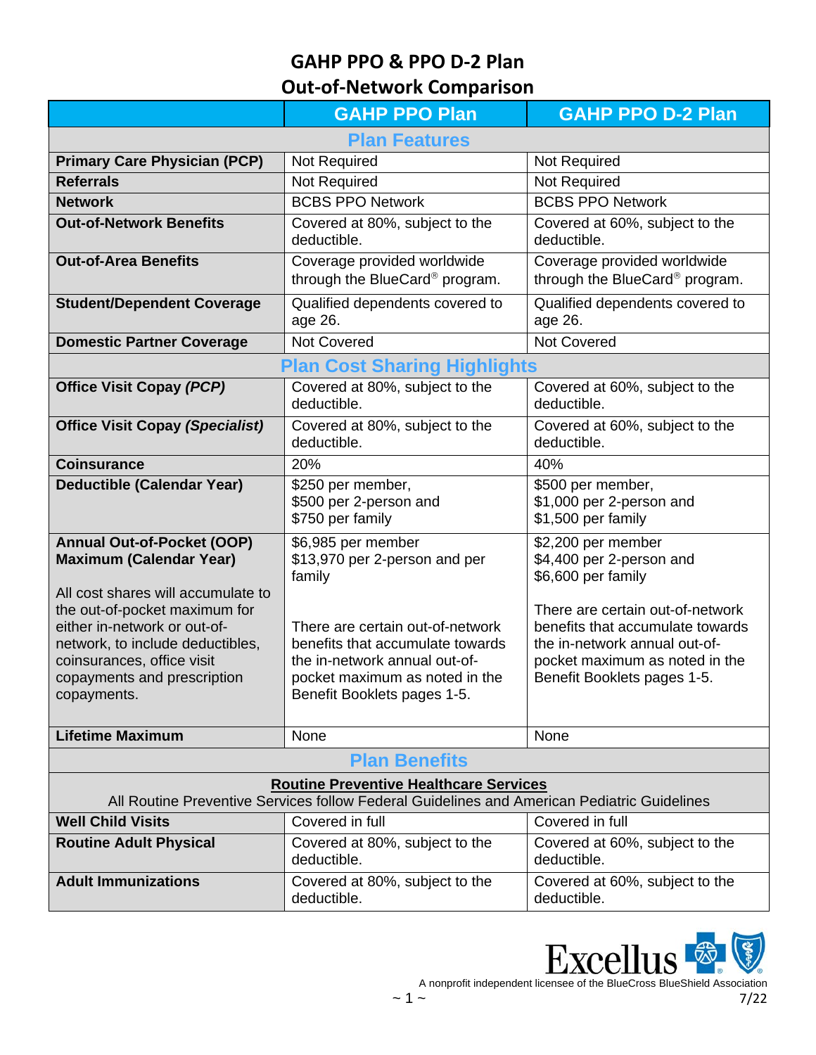# GAHP PPO & PPO D-2 Plan
## Out-of-Network Comparison

| | GAHP PPO Plan | GAHP PPO D-2 Plan |
|---|---|---|
| **Plan Features** | | |
| **Primary Care Physician (PCP)** | Not Required | Not Required |
| **Referrals** | Not Required | Not Required |
| **Network** | BCBS PPO Network | BCBS PPO Network |
| **Out-of-Network Benefits** | Covered at 80%, subject to the deductible. | Covered at 60%, subject to the deductible. |
| **Out-of-Area Benefits** | Coverage provided worldwide through the BlueCard® program. | Coverage provided worldwide through the BlueCard® program. |
| **Student/Dependent Coverage** | Qualified dependents covered to age 26. | Qualified dependents covered to age 26. |
| **Domestic Partner Coverage** | Not Covered | Not Covered |
| **Plan Cost Sharing Highlights** | | |
| **Office Visit Copay *(PCP)*** | Covered at 80%, subject to the deductible. | Covered at 60%, subject to the deductible. |
| **Office Visit Copay *(Specialist)*** | Covered at 80%, subject to the deductible. | Covered at 60%, subject to the deductible. |
| **Coinsurance** | 20% | 40% |
| **Deductible (Calendar Year)** | $250 per member, $500 per 2-person and $750 per family | $500 per member, $1,000 per 2-person and $1,500 per family |
| **Annual Out-of-Pocket (OOP) Maximum (Calendar Year)** All cost shares will accumulate to the out-of-pocket maximum for either in-network or out-of-network, to include deductibles, coinsurances, office visit copayments and prescription copayments. | $6,985 per member $13,970 per 2-person and per family There are certain out-of-network benefits that accumulate towards the in-network annual out-of-pocket maximum as noted in the Benefit Booklets pages 1-5. | $2,200 per member $4,400 per 2-person and $6,600 per family There are certain out-of-network benefits that accumulate towards the in-network annual out-of-pocket maximum as noted in the Benefit Booklets pages 1-5. |
| **Lifetime Maximum** | None | None |
| **Plan Benefits** | | |
| **Routine Preventive Healthcare Services** All Routine Preventive Services follow Federal Guidelines and American Pediatric Guidelines | | |
| **Well Child Visits** | Covered in full | Covered in full |
| **Routine Adult Physical** | Covered at 80%, subject to the deductible. | Covered at 60%, subject to the deductible. |
| **Adult Immunizations** | Covered at 80%, subject to the deductible. | Covered at 60%, subject to the deductible. |

Excellus

A nonprofit independent licensee of the BlueCross BlueShield Association

7/22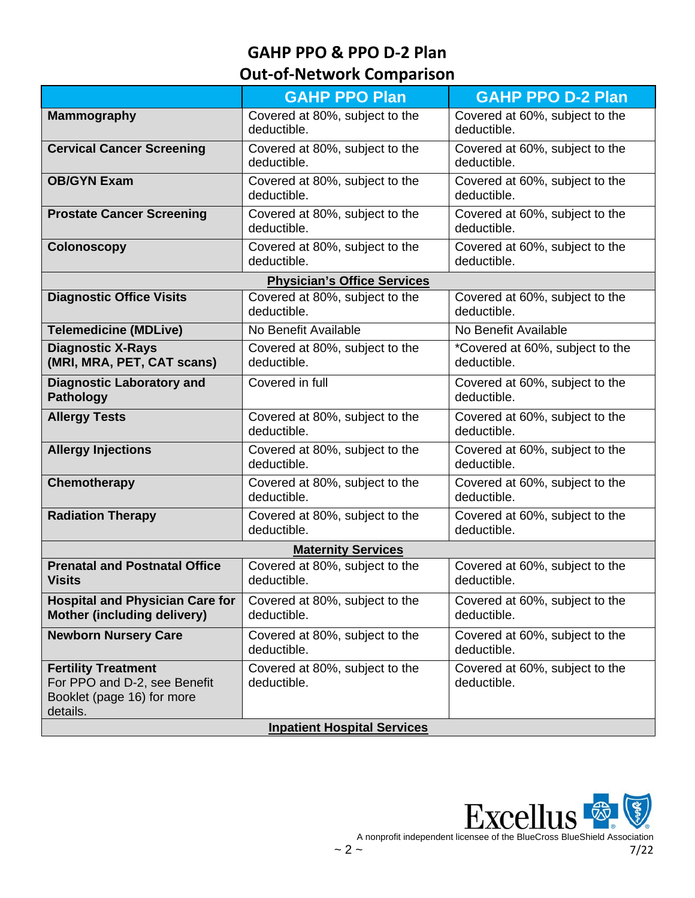# GAHP PPO & PPO D-2 Plan
## Out-of-Network Comparison

| | GAHP PPO Plan | GAHP PPO D-2 Plan |
|---|---|---|
| **Mammography** | Covered at 80%, subject to the deductible. | Covered at 60%, subject to the deductible. |
| **Cervical Cancer Screening** | Covered at 80%, subject to the deductible. | Covered at 60%, subject to the deductible. |
| **OB/GYN Exam** | Covered at 80%, subject to the deductible. | Covered at 60%, subject to the deductible. |
| **Prostate Cancer Screening** | Covered at 80%, subject to the deductible. | Covered at 60%, subject to the deductible. |
| **Colonoscopy** | Covered at 80%, subject to the deductible. | Covered at 60%, subject to the deductible. |
| **Physician's Office Services** | | |
| **Diagnostic Office Visits** | Covered at 80%, subject to the deductible. | Covered at 60%, subject to the deductible. |
| **Telemedicine (MDLive)** | No Benefit Available | No Benefit Available |
| **Diagnostic X-Rays (MRI, MRA, PET, CAT scans)** | Covered at 80%, subject to the deductible. | *Covered at 60%, subject to the deductible. |
| **Diagnostic Laboratory and Pathology** | Covered in full | Covered at 60%, subject to the deductible. |
| **Allergy Tests** | Covered at 80%, subject to the deductible. | Covered at 60%, subject to the deductible. |
| **Allergy Injections** | Covered at 80%, subject to the deductible. | Covered at 60%, subject to the deductible. |
| **Chemotherapy** | Covered at 80%, subject to the deductible. | Covered at 60%, subject to the deductible. |
| **Radiation Therapy** | Covered at 80%, subject to the deductible. | Covered at 60%, subject to the deductible. |
| **Maternity Services** | | |
| **Prenatal and Postnatal Office Visits** | Covered at 80%, subject to the deductible. | Covered at 60%, subject to the deductible. |
| **Hospital and Physician Care for Mother (including delivery)** | Covered at 80%, subject to the deductible. | Covered at 60%, subject to the deductible. |
| **Newborn Nursery Care** | Covered at 80%, subject to the deductible. | Covered at 60%, subject to the deductible. |
| **Fertility Treatment** For PPO and D-2, see Benefit Booklet (page 16) for more details. | Covered at 80%, subject to the deductible. | Covered at 60%, subject to the deductible. |
| **Inpatient Hospital Services** | | |

Excellus

A nonprofit independent licensee of the BlueCross BlueShield Association

7/22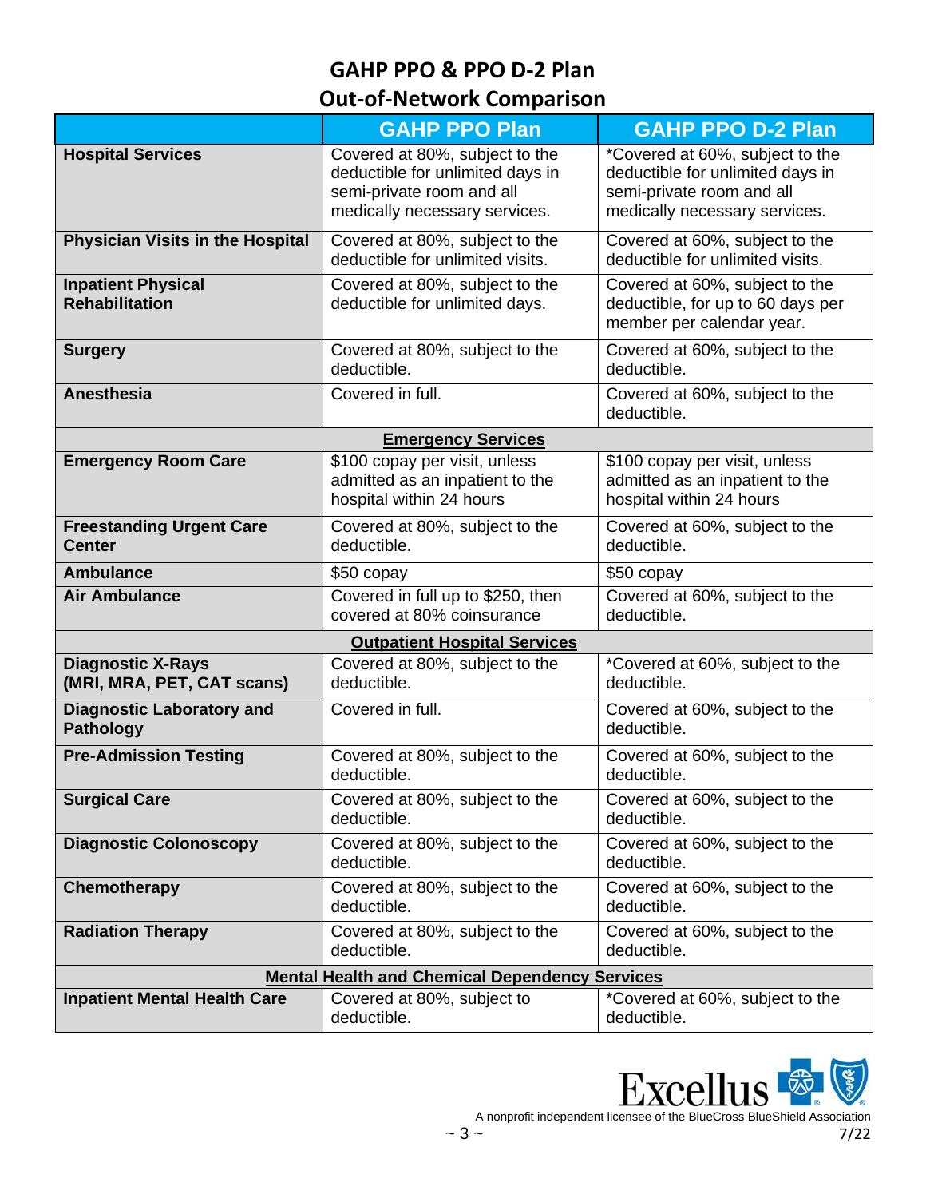# GAHP PPO & PPO D-2 Plan
## Out-of-Network Comparison

| | GAHP PPO Plan | GAHP PPO D-2 Plan |
|---|---|---|
| **Hospital Services** | Covered at 80%, subject to the deductible for unlimited days in semi-private room and all medically necessary services. | *Covered at 60%, subject to the deductible for unlimited days in semi-private room and all medically necessary services. |
| **Physician Visits in the Hospital** | Covered at 80%, subject to the deductible for unlimited visits. | Covered at 60%, subject to the deductible for unlimited visits. |
| **Inpatient Physical Rehabilitation** | Covered at 80%, subject to the deductible for unlimited days. | Covered at 60%, subject to the deductible, for up to 60 days per member per calendar year. |
| **Surgery** | Covered at 80%, subject to the deductible. | Covered at 60%, subject to the deductible. |
| **Anesthesia** | Covered in full. | Covered at 60%, subject to the deductible. |
| **Emergency Services** | | |
| **Emergency Room Care** | $100 copay per visit, unless admitted as an inpatient to the hospital within 24 hours | $100 copay per visit, unless admitted as an inpatient to the hospital within 24 hours |
| **Freestanding Urgent Care Center** | Covered at 80%, subject to the deductible. | Covered at 60%, subject to the deductible. |
| **Ambulance** | $50 copay | $50 copay |
| **Air Ambulance** | Covered in full up to $250, then covered at 80% coinsurance | Covered at 60%, subject to the deductible. |
| **Outpatient Hospital Services** | | |
| **Diagnostic X-Rays (MRI, MRA, PET, CAT scans)** | Covered at 80%, subject to the deductible. | *Covered at 60%, subject to the deductible. |
| **Diagnostic Laboratory and Pathology** | Covered in full. | Covered at 60%, subject to the deductible. |
| **Pre-Admission Testing** | Covered at 80%, subject to the deductible. | Covered at 60%, subject to the deductible. |
| **Surgical Care** | Covered at 80%, subject to the deductible. | Covered at 60%, subject to the deductible. |
| **Diagnostic Colonoscopy** | Covered at 80%, subject to the deductible. | Covered at 60%, subject to the deductible. |
| **Chemotherapy** | Covered at 80%, subject to the deductible. | Covered at 60%, subject to the deductible. |
| **Radiation Therapy** | Covered at 80%, subject to the deductible. | Covered at 60%, subject to the deductible. |
| **Mental Health and Chemical Dependency Services** | | |
| **Inpatient Mental Health Care** | Covered at 80%, subject to deductible. | *Covered at 60%, subject to the deductible. |

Excellus
A nonprofit independent licensee of the BlueCross BlueShield Association

7/22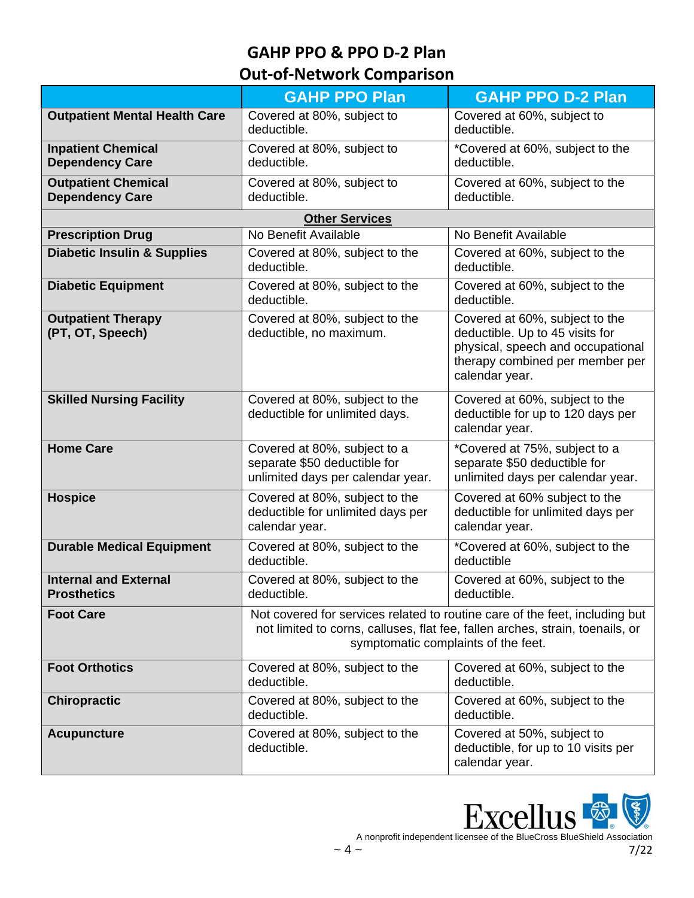# GAHP PPO & PPO D-2 Plan
## Out-of-Network Comparison

| | GAHP PPO Plan | GAHP PPO D-2 Plan |
|---|---|---|
| **Outpatient Mental Health Care** | Covered at 80%, subject to deductible. | Covered at 60%, subject to deductible. |
| **Inpatient Chemical Dependency Care** | Covered at 80%, subject to deductible. | *Covered at 60%, subject to the deductible. |
| **Outpatient Chemical Dependency Care** | Covered at 80%, subject to deductible. | Covered at 60%, subject to the deductible. |
| **Other Services** | | |
| **Prescription Drug** | No Benefit Available | No Benefit Available |
| **Diabetic Insulin & Supplies** | Covered at 80%, subject to the deductible. | Covered at 60%, subject to the deductible. |
| **Diabetic Equipment** | Covered at 80%, subject to the deductible. | Covered at 60%, subject to the deductible. |
| **Outpatient Therapy (PT, OT, Speech)** | Covered at 80%, subject to the deductible, no maximum. | Covered at 60%, subject to the deductible. Up to 45 visits for physical, speech and occupational therapy combined per member per calendar year. |
| **Skilled Nursing Facility** | Covered at 80%, subject to the deductible for unlimited days. | Covered at 60%, subject to the deductible for up to 120 days per calendar year. |
| **Home Care** | Covered at 80%, subject to a separate $50 deductible for unlimited days per calendar year. | *Covered at 75%, subject to a separate $50 deductible for unlimited days per calendar year. |
| **Hospice** | Covered at 80%, subject to the deductible for unlimited days per calendar year. | Covered at 60% subject to the deductible for unlimited days per calendar year. |
| **Durable Medical Equipment** | Covered at 80%, subject to the deductible. | *Covered at 60%, subject to the deductible |
| **Internal and External Prosthetics** | Covered at 80%, subject to the deductible. | Covered at 60%, subject to the deductible. |
| **Foot Care** | Not covered for services related to routine care of the feet, including but not limited to corns, calluses, flat fee, fallen arches, strain, toenails, or symptomatic complaints of the feet. | |
| **Foot Orthotics** | Covered at 80%, subject to the deductible. | Covered at 60%, subject to the deductible. |
| **Chiropractic** | Covered at 80%, subject to the deductible. | Covered at 60%, subject to the deductible. |
| **Acupuncture** | Covered at 80%, subject to the deductible. | Covered at 50%, subject to deductible, for up to 10 visits per calendar year. |

Excellus
A nonprofit independent licensee of the BlueCross BlueShield Association

7/22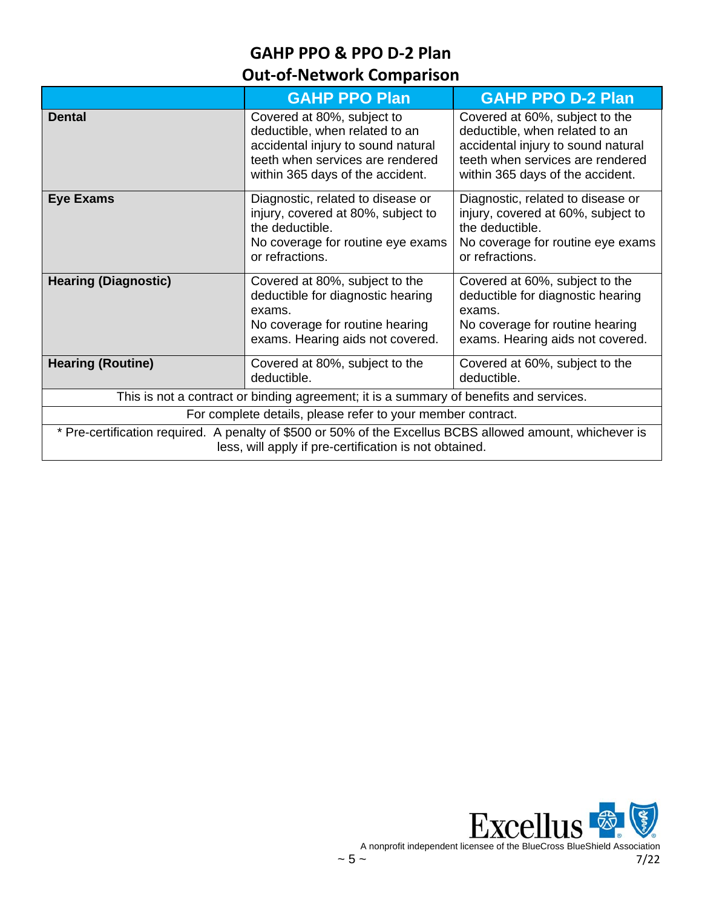## GAHP PPO & PPO D-2 Plan
## Out-of-Network Comparison

| | GAHP PPO Plan | GAHP PPO D-2 Plan |
|---|---|---|
| **Dental** | Covered at 80%, subject to deductible, when related to an accidental injury to sound natural teeth when services are rendered within 365 days of the accident. | Covered at 60%, subject to the deductible, when related to an accidental injury to sound natural teeth when services are rendered within 365 days of the accident. |
| **Eye Exams** | Diagnostic, related to disease or injury, covered at 80%, subject to the deductible. No coverage for routine eye exams or refractions. | Diagnostic, related to disease or injury, covered at 60%, subject to the deductible. No coverage for routine eye exams or refractions. |
| **Hearing (Diagnostic)** | Covered at 80%, subject to the deductible for diagnostic hearing exams. No coverage for routine hearing exams. Hearing aids not covered. | Covered at 60%, subject to the deductible for diagnostic hearing exams. No coverage for routine hearing exams. Hearing aids not covered. |
| **Hearing (Routine)** | Covered at 80%, subject to the deductible. | Covered at 60%, subject to the deductible. |

This is not a contract or binding agreement; it is a summary of benefits and services.

For complete details, please refer to your member contract.

* Pre-certification required. A penalty of $500 or 50% of the Excellus BCBS allowed amount, whichever is less, will apply if pre-certification is not obtained.

Excellus

A nonprofit independent licensee of the BlueCross BlueShield Association

7/22